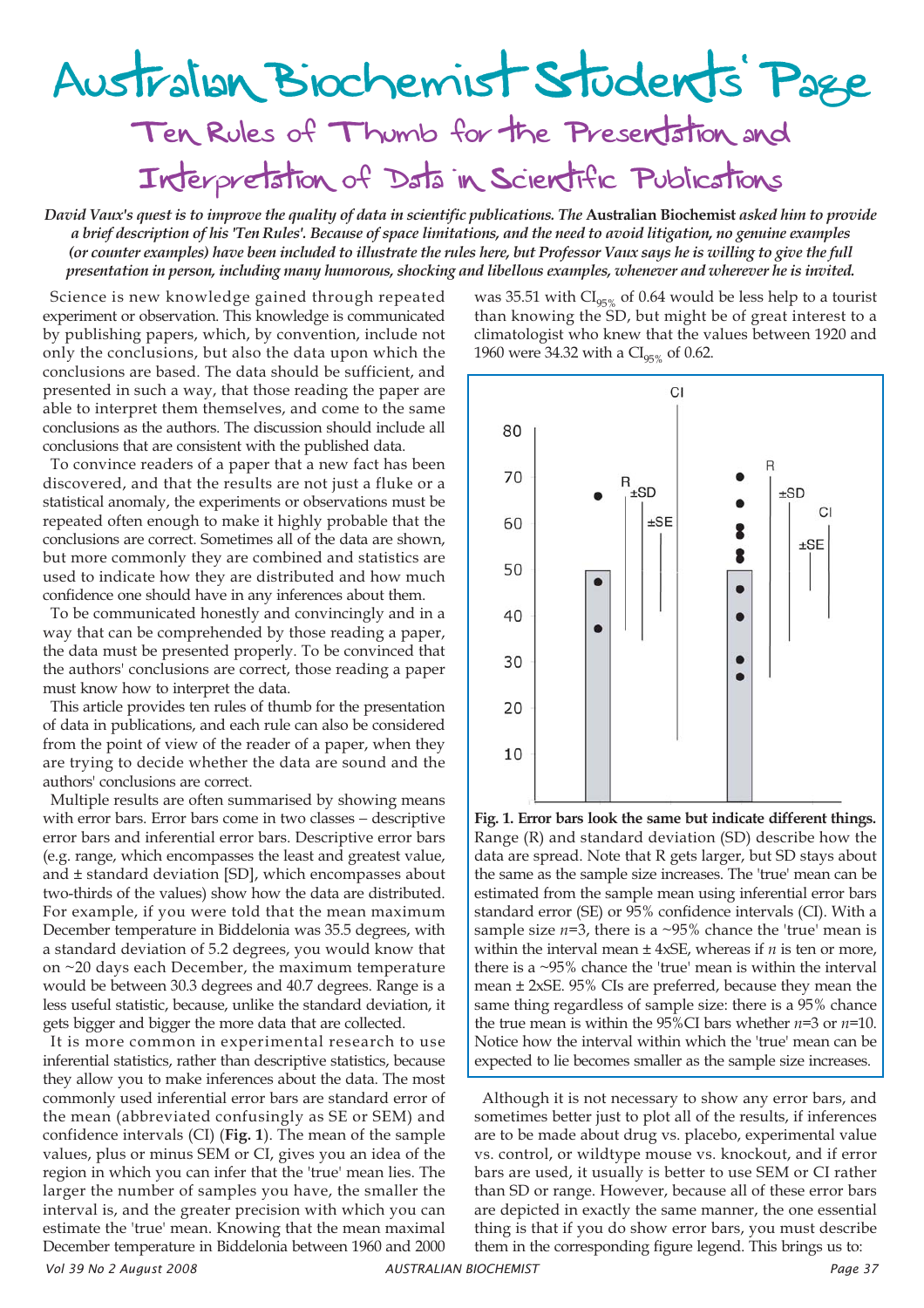# Australian Biochemist Students' Page

## Ten Rules of Thumb for the Presentation and Interpretation of Data in Scientific Publications

*David Vaux's quest is to improve the quality of data in scientific publications. The* **Australian Biochemist** *asked him to provide a brief description of his 'Ten Rules'. Because of space limitations, and the need to avoid litigation, no genuine examples (or counter examples) have been included to illustrate the rules here, but Professor Vaux says he is willing to give the full presentation in person, including many humorous, shocking and libellous examples, whenever and wherever he is invited.*

Science is new knowledge gained through repeated experiment or observation. This knowledge is communicated by publishing papers, which, by convention, include not only the conclusions, but also the data upon which the conclusions are based. The data should be sufficient, and presented in such a way, that those reading the paper are able to interpret them themselves, and come to the same conclusions as the authors. The discussion should include all conclusions that are consistent with the published data.

To convince readers of a paper that a new fact has been discovered, and that the results are not just a fluke or a statistical anomaly, the experiments or observations must be repeated often enough to make it highly probable that the conclusions are correct. Sometimes all of the data are shown, but more commonly they are combined and statistics are used to indicate how they are distributed and how much confidence one should have in any inferences about them.

To be communicated honestly and convincingly and in a way that can be comprehended by those reading a paper, the data must be presented properly. To be convinced that the authors' conclusions are correct, those reading a paper must know how to interpret the data.

This article provides ten rules of thumb for the presentation of data in publications, and each rule can also be considered from the point of view of the reader of a paper, when they are trying to decide whether the data are sound and the authors' conclusions are correct.

Multiple results are often summarised by showing means with error bars. Error bars come in two classes – descriptive error bars and inferential error bars. Descriptive error bars (e.g. range, which encompasses the least and greatest value, and ± standard deviation [SD], which encompasses about two-thirds of the values) show how the data are distributed. For example, if you were told that the mean maximum December temperature in Biddelonia was 35.5 degrees, with a standard deviation of 5.2 degrees, you would know that on ~20 days each December, the maximum temperature would be between 30.3 degrees and 40.7 degrees. Range is a less useful statistic, because, unlike the standard deviation, it gets bigger and bigger the more data that are collected.

It is more common in experimental research to use inferential statistics, rather than descriptive statistics, because they allow you to make inferences about the data. The most commonly used inferential error bars are standard error of the mean (abbreviated confusingly as SE or SEM) and confidence intervals (CI) (**Fig. 1**). The mean of the sample values, plus or minus SEM or CI, gives you an idea of the region in which you can infer that the 'true' mean lies. The larger the number of samples you have, the smaller the interval is, and the greater precision with which you can estimate the 'true' mean. Knowing that the mean maximal December temperature in Biddelonia between 1960 and 2000 was 35.51 with $CI_{95\%}$ of 0.64 would be less help to a tourist than knowing the SD, but might be of great interest to a climatologist who knew that the values between 1920 and 1960 were 34.32 with a $CI_{95\%}$ of 0.62.

**Fig. 1. Error bars look the same but indicate different things.** Range (R) and standard deviation (SD) describe how the data are spread. Note that R gets larger, but SD stays about the same as the sample size increases. The 'true' mean can be estimated from the sample mean using inferential error bars standard error (SE) or 95% confidence intervals (CI). With a sample size $n$=3, there is a ~95% chance the 'true' mean is within the interval mean ± 4xSE, whereas if $n$ is ten or more, there is a ~95% chance the 'true' mean is within the interval mean ± 2xSE. 95% CIs are preferred, because they mean the same thing regardless of sample size: there is a 95% chance the true mean is within the 95%CI bars whether $n$=3 or $n$=10. Notice how the interval within which the 'true' mean can be expected to lie becomes smaller as the sample size increases.

Although it is not necessary to show any error bars, and sometimes better just to plot all of the results, if inferences are to be made about drug vs. placebo, experimental value vs. control, or wildtype mouse vs. knockout, and if error bars are used, it usually is better to use SEM or CI rather than SD or range. However, because all of these error bars are depicted in exactly the same manner, the one essential thing is that if you do show error bars, you must describe them in the corresponding figure legend. This brings us to: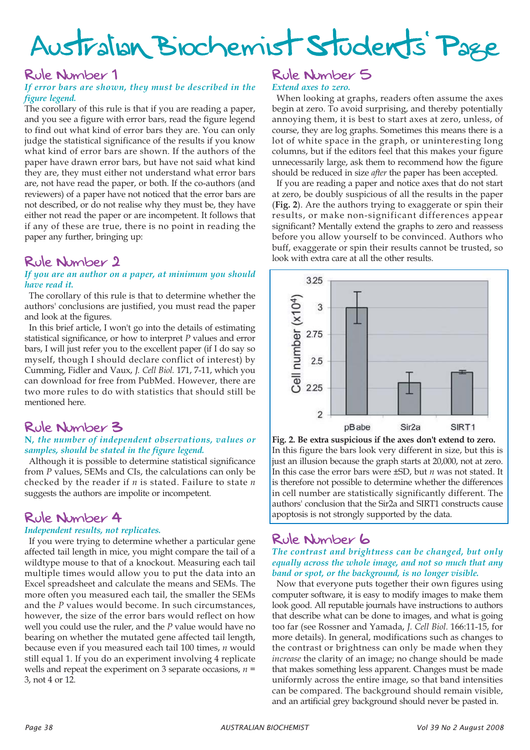# Australian Biochemist Students' Page

## Rule Number 1

*If error bars are shown, they must be described in the figure legend.*

The corollary of this rule is that if you are reading a paper, and you see a figure with error bars, read the figure legend to find out what kind of error bars they are. You can only judge the statistical significance of the results if you know what kind of error bars are shown. If the authors of the paper have drawn error bars, but have not said what kind they are, they must either not understand what error bars are, not have read the paper, or both. If the co-authors (and reviewers) of a paper have not noticed that the error bars are not described, or do not realise why they must be, they have either not read the paper or are incompetent. It follows that if any of these are true, there is no point in reading the paper any further, bringing up:

## Rule Number 2

*If you are an author on a paper, at minimum you should have read it.*

The corollary of this rule is that to determine whether the authors' conclusions are justified, you must read the paper and look at the figures.

In this brief article, I won't go into the details of estimating statistical significance, or how to interpret $P$ values and error bars, I will just refer you to the excellent paper (if I do say so myself, though I should declare conflict of interest) by Cumming, Fidler and Vaux, *J. Cell Biol.* 171, 7-11, which you can download for free from PubMed. However, there are two more rules to do with statistics that should still be mentioned here.

## Rule Number 3

*N, the number of independent observations, values or samples, should be stated in the figure legend.*

Although it is possible to determine statistical significance from $P$ values, SEMs and CIs, the calculations can only be checked by the reader if $n$ is stated. Failure to state $n$ suggests the authors are impolite or incompetent.

## Rule Number 4

*Independent results, not replicates.*

If you were trying to determine whether a particular gene affected tail length in mice, you might compare the tail of a wildtype mouse to that of a knockout. Measuring each tail multiple times would allow you to put the data into an Excel spreadsheet and calculate the means and SEMs. The more often you measured each tail, the smaller the SEMs and the $P$ values would become. In such circumstances, however, the size of the error bars would reflect on how well you could use the ruler, and the $P$ value would have no bearing on whether the mutated gene affected tail length, because even if you measured each tail 100 times, $n$ would still equal 1. If you do an experiment involving 4 replicate wells and repeat the experiment on 3 separate occasions, $n$ = 3, not 4 or 12.

## Rule Number 5

*Extend axes to zero.*

When looking at graphs, readers often assume the axes begin at zero. To avoid surprising, and thereby potentially annoying them, it is best to start axes at zero, unless, of course, they are log graphs. Sometimes this means there is a lot of white space in the graph, or uninteresting long columns, but if the editors feel that this makes your figure unnecessarily large, ask them to recommend how the figure should be reduced in size *after* the paper has been accepted.

If you are reading a paper and notice axes that do not start at zero, be doubly suspicious of all the results in the paper (**Fig. 2**). Are the authors trying to exaggerate or spin their results, or make non-significant differences appear significant? Mentally extend the graphs to zero and reassess before you allow yourself to be convinced. Authors who buff, exaggerate or spin their results cannot be trusted, so look with extra care at all the other results.

**Fig. 2. Be extra suspicious if the axes don't extend to zero.** In this figure the bars look very different in size, but this is just an illusion because the graph starts at 20,000, not at zero. In this case the error bars were ±SD, but $n$ was not stated. It is therefore not possible to determine whether the differences in cell number are statistically significantly different. The authors' conclusion that the Sir2a and SIRT1 constructs cause apoptosis is not strongly supported by the data.

## Rule Number 6

*The contrast and brightness can be changed, but only equally across the whole image, and not so much that any band or spot, or the background, is no longer visible.*

Now that everyone puts together their own figures using computer software, it is easy to modify images to make them look good. All reputable journals have instructions to authors that describe what can be done to images, and what is going too far (see Rossner and Yamada, *J. Cell Biol.* 166:11-15, for more details). In general, modifications such as changes to the contrast or brightness can only be made when they *increase* the clarity of an image; no change should be made that makes something less apparent. Changes must be made uniformly across the entire image, so that band intensities can be compared. The background should remain visible, and an artificial grey background should never be pasted in.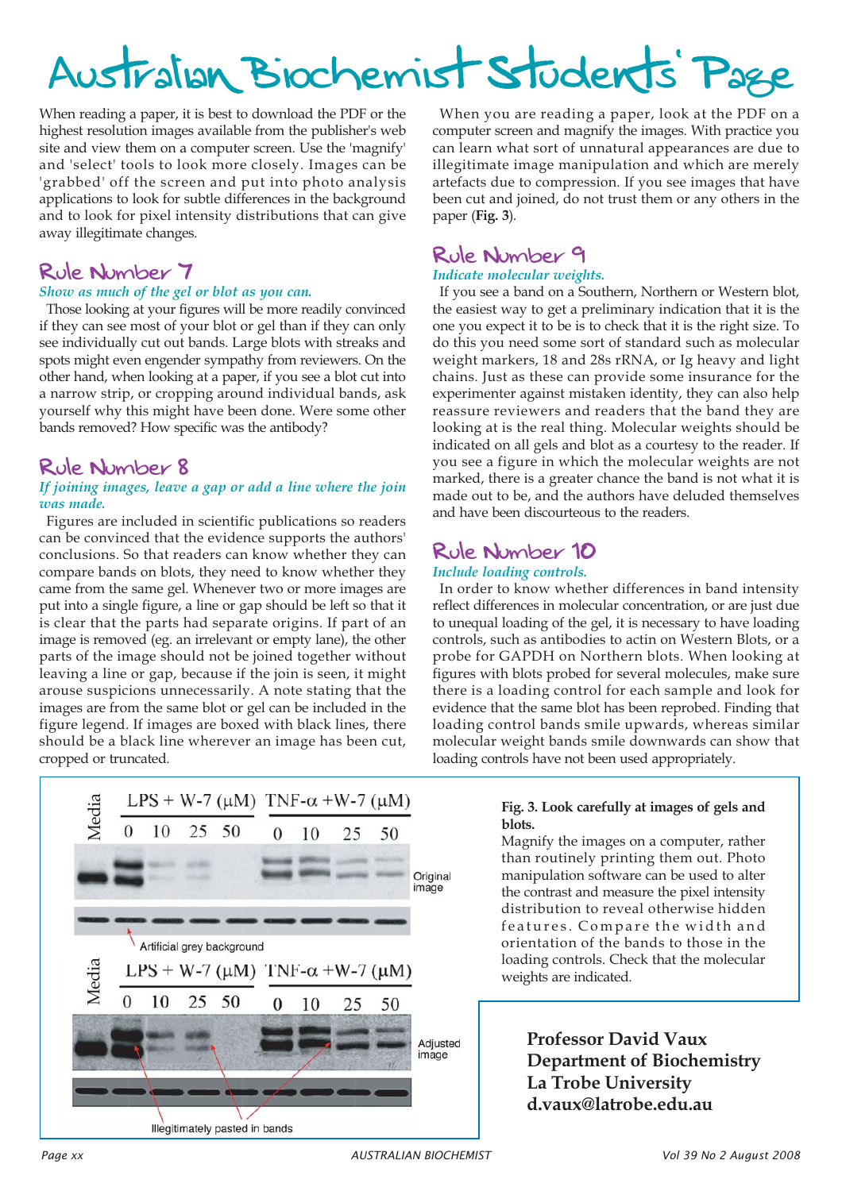# Australian Biochemist Students' Page

When reading a paper, it is best to download the PDF or the highest resolution images available from the publisher's web site and view them on a computer screen. Use the 'magnify' and 'select' tools to look more closely. Images can be 'grabbed' off the screen and put into photo analysis applications to look for subtle differences in the background and to look for pixel intensity distributions that can give away illegitimate changes.

When you are reading a paper, look at the PDF on a computer screen and magnify the images. With practice you can learn what sort of unnatural appearances are due to illegitimate image manipulation and which are merely artefacts due to compression. If you see images that have been cut and joined, do not trust them or any others in the paper (**Fig. 3**).

## Rule Number 7

*Show as much of the gel or blot as you can.*

Those looking at your figures will be more readily convinced if they can see most of your blot or gel than if they can only see individually cut out bands. Large blots with streaks and spots might even engender sympathy from reviewers. On the other hand, when looking at a paper, if you see a blot cut into a narrow strip, or cropping around individual bands, ask yourself why this might have been done. Were some other bands removed? How specific was the antibody?

## Rule Number 8

*If joining images, leave a gap or add a line where the join was made.*

Figures are included in scientific publications so readers can be convinced that the evidence supports the authors' conclusions. So that readers can know whether they can compare bands on blots, they need to know whether they came from the same gel. Whenever two or more images are put into a single figure, a line or gap should be left so that it is clear that the parts had separate origins. If part of an image is removed (eg. an irrelevant or empty lane), the other parts of the image should not be joined together without leaving a line or gap, because if the join is seen, it might arouse suspicions unnecessarily. A note stating that the images are from the same blot or gel can be included in the figure legend. If images are boxed with black lines, there should be a black line wherever an image has been cut, cropped or truncated.

## Rule Number 9

*Indicate molecular weights.*

If you see a band on a Southern, Northern or Western blot, the easiest way to get a preliminary indication that it is the one you expect it to be is to check that it is the right size. To do this you need some sort of standard such as molecular weight markers, 18 and 28s rRNA, or Ig heavy and light chains. Just as these can provide some insurance for the experimenter against mistaken identity, they can also help reassure reviewers and readers that the band they are looking at is the real thing. Molecular weights should be indicated on all gels and blot as a courtesy to the reader. If you see a figure in which the molecular weights are not marked, there is a greater chance the band is not what it is made out to be, and the authors have deluded themselves and have been discourteous to the readers.

## Rule Number 10

*Include loading controls.*

In order to know whether differences in band intensity reflect differences in molecular concentration, or are just due to unequal loading of the gel, it is necessary to have loading controls, such as antibodies to actin on Western Blots, or a probe for GAPDH on Northern blots. When looking at figures with blots probed for several molecules, make sure there is a loading control for each sample and look for evidence that the same blot has been reprobed. Finding that loading control bands smile upwards, whereas similar molecular weight bands smile downwards can show that loading controls have not been used appropriately.

Media

LPS + W-7 (μM) TNF-α +W-7 (μM)

0 10 25 50 0 10 25 50

Original image

Artificial grey background

Media

LPS + W-7 (μM) TNF-α +W-7 (μM)

0 10 25 50 0 10 25 50

Adjusted image

Illegitimately pasted in bands

**Fig. 3. Look carefully at images of gels and blots.**
Magnify the images on a computer, rather than routinely printing them out. Photo manipulation software can be used to alter the contrast and measure the pixel intensity distribution to reveal otherwise hidden features. Compare the width and orientation of the bands to those in the loading controls. Check that the molecular weights are indicated.

**Professor David Vaux**
**Department of Biochemistry**
**La Trobe University**
**d.vaux@latrobe.edu.au**